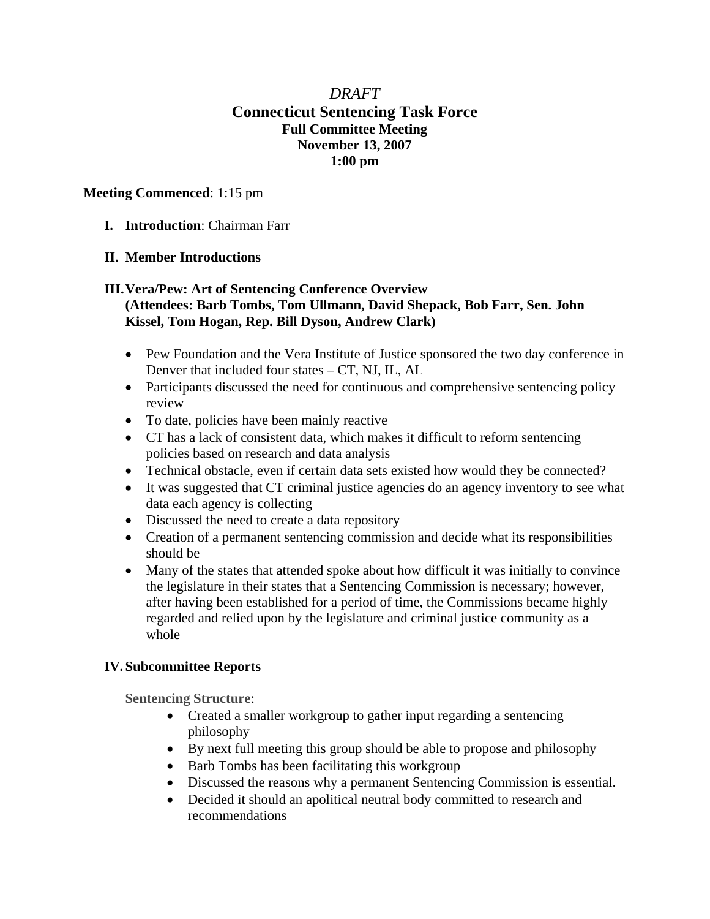*DRAFT*

# Connecticut Sentencing Task Force

## Full Committee Meeting
## November 13, 2007
## 1:00 pm

**Meeting Commenced**: 1:15 pm

I. **Introduction**: Chairman Farr

II. **Member Introductions**

III. **Vera/Pew: Art of Sentencing Conference Overview (Attendees: Barb Tombs, Tom Ullmann, David Shepack, Bob Farr, Sen. John Kissel, Tom Hogan, Rep. Bill Dyson, Andrew Clark)**

- Pew Foundation and the Vera Institute of Justice sponsored the two day conference in Denver that included four states – CT, NJ, IL, AL
- Participants discussed the need for continuous and comprehensive sentencing policy review
- To date, policies have been mainly reactive
- CT has a lack of consistent data, which makes it difficult to reform sentencing policies based on research and data analysis
- Technical obstacle, even if certain data sets existed how would they be connected?
- It was suggested that CT criminal justice agencies do an agency inventory to see what data each agency is collecting
- Discussed the need to create a data repository
- Creation of a permanent sentencing commission and decide what its responsibilities should be
- Many of the states that attended spoke about how difficult it was initially to convince the legislature in their states that a Sentencing Commission is necessary; however, after having been established for a period of time, the Commissions became highly regarded and relied upon by the legislature and criminal justice community as a whole

IV. **Subcommittee Reports**

**Sentencing Structure**:

- Created a smaller workgroup to gather input regarding a sentencing philosophy
- By next full meeting this group should be able to propose and philosophy
- Barb Tombs has been facilitating this workgroup
- Discussed the reasons why a permanent Sentencing Commission is essential.
- Decided it should an apolitical neutral body committed to research and recommendations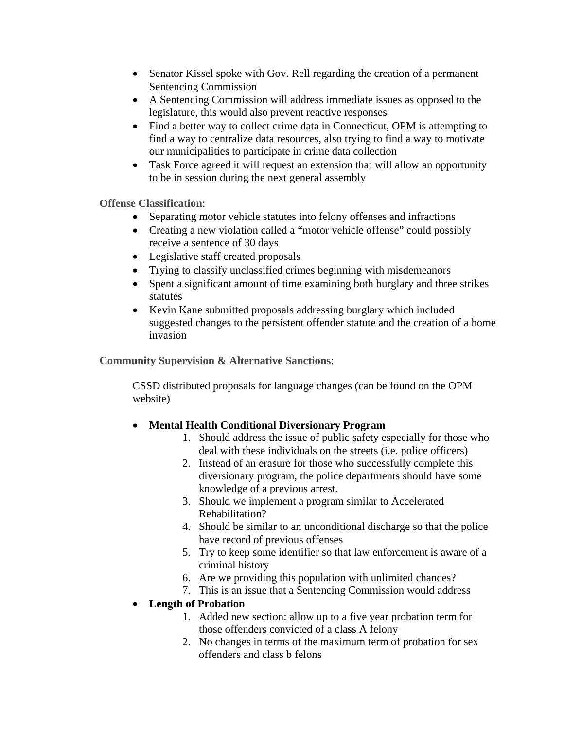- Senator Kissel spoke with Gov. Rell regarding the creation of a permanent Sentencing Commission
- A Sentencing Commission will address immediate issues as opposed to the legislature, this would also prevent reactive responses
- Find a better way to collect crime data in Connecticut, OPM is attempting to find a way to centralize data resources, also trying to find a way to motivate our municipalities to participate in crime data collection
- Task Force agreed it will request an extension that will allow an opportunity to be in session during the next general assembly

**Offense Classification**:

- Separating motor vehicle statutes into felony offenses and infractions
- Creating a new violation called a "motor vehicle offense" could possibly receive a sentence of 30 days
- Legislative staff created proposals
- Trying to classify unclassified crimes beginning with misdemeanors
- Spent a significant amount of time examining both burglary and three strikes statutes
- Kevin Kane submitted proposals addressing burglary which included suggested changes to the persistent offender statute and the creation of a home invasion

**Community Supervision & Alternative Sanctions**:

CSSD distributed proposals for language changes (can be found on the OPM website)

- **Mental Health Conditional Diversionary Program**
  1. Should address the issue of public safety especially for those who deal with these individuals on the streets (i.e. police officers)
  2. Instead of an erasure for those who successfully complete this diversionary program, the police departments should have some knowledge of a previous arrest.
  3. Should we implement a program similar to Accelerated Rehabilitation?
  4. Should be similar to an unconditional discharge so that the police have record of previous offenses
  5. Try to keep some identifier so that law enforcement is aware of a criminal history
  6. Are we providing this population with unlimited chances?
  7. This is an issue that a Sentencing Commission would address
- **Length of Probation**
  1. Added new section: allow up to a five year probation term for those offenders convicted of a class A felony
  2. No changes in terms of the maximum term of probation for sex offenders and class b felons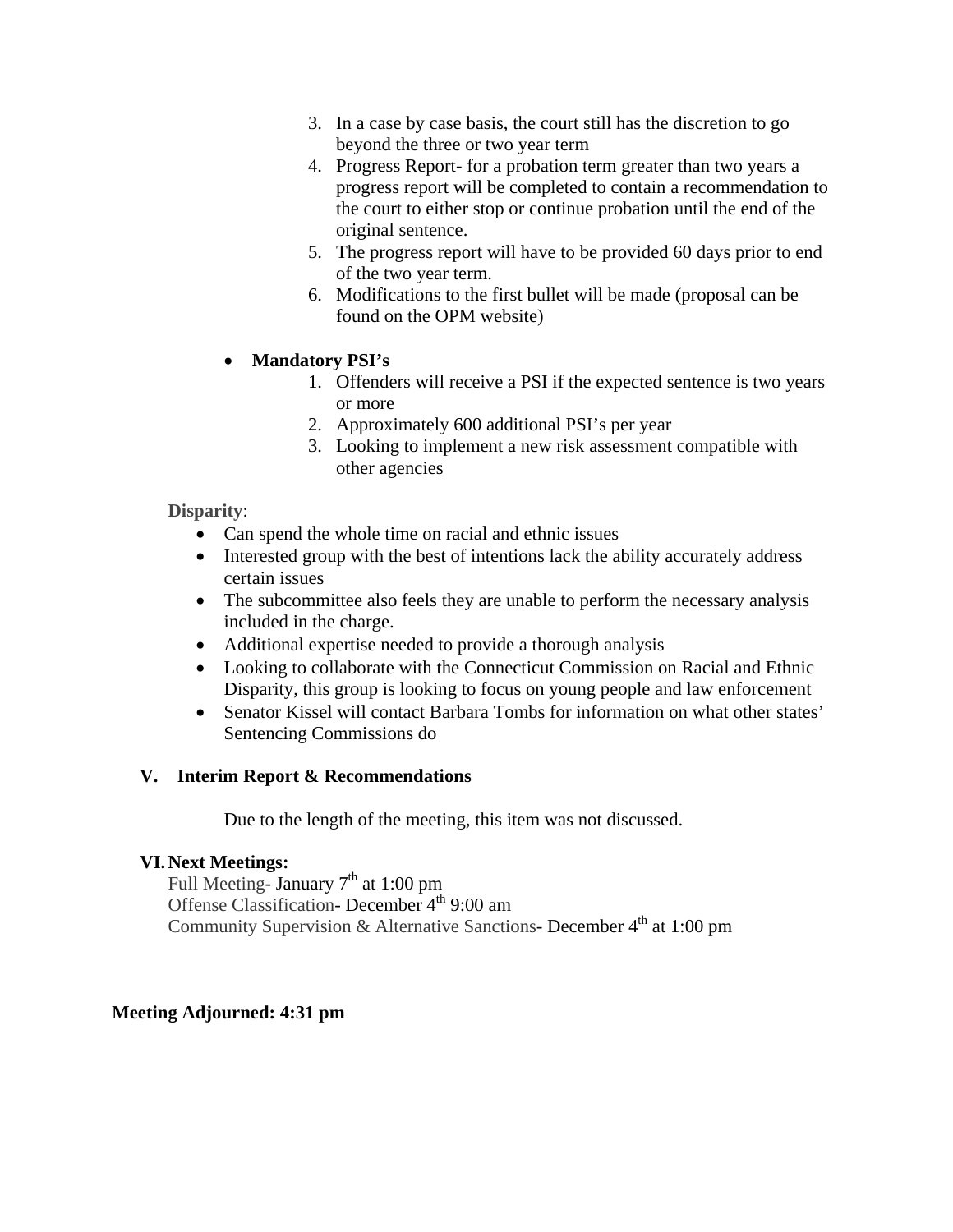3. In a case by case basis, the court still has the discretion to go beyond the three or two year term
4. Progress Report- for a probation term greater than two years a progress report will be completed to contain a recommendation to the court to either stop or continue probation until the end of the original sentence.
5. The progress report will have to be provided 60 days prior to end of the two year term.
6. Modifications to the first bullet will be made (proposal can be found on the OPM website)

- **Mandatory PSI's**
  1. Offenders will receive a PSI if the expected sentence is two years or more
  2. Approximately 600 additional PSI's per year
  3. Looking to implement a new risk assessment compatible with other agencies

**Disparity**:

- Can spend the whole time on racial and ethnic issues
- Interested group with the best of intentions lack the ability accurately address certain issues
- The subcommittee also feels they are unable to perform the necessary analysis included in the charge.
- Additional expertise needed to provide a thorough analysis
- Looking to collaborate with the Connecticut Commission on Racial and Ethnic Disparity, this group is looking to focus on young people and law enforcement
- Senator Kissel will contact Barbara Tombs for information on what other states' Sentencing Commissions do

## V. Interim Report & Recommendations

Due to the length of the meeting, this item was not discussed.

## VI. Next Meetings:

Full Meeting- January 7th at 1:00 pm
Offense Classification- December 4th 9:00 am
Community Supervision & Alternative Sanctions- December 4th at 1:00 pm

**Meeting Adjourned: 4:31 pm**